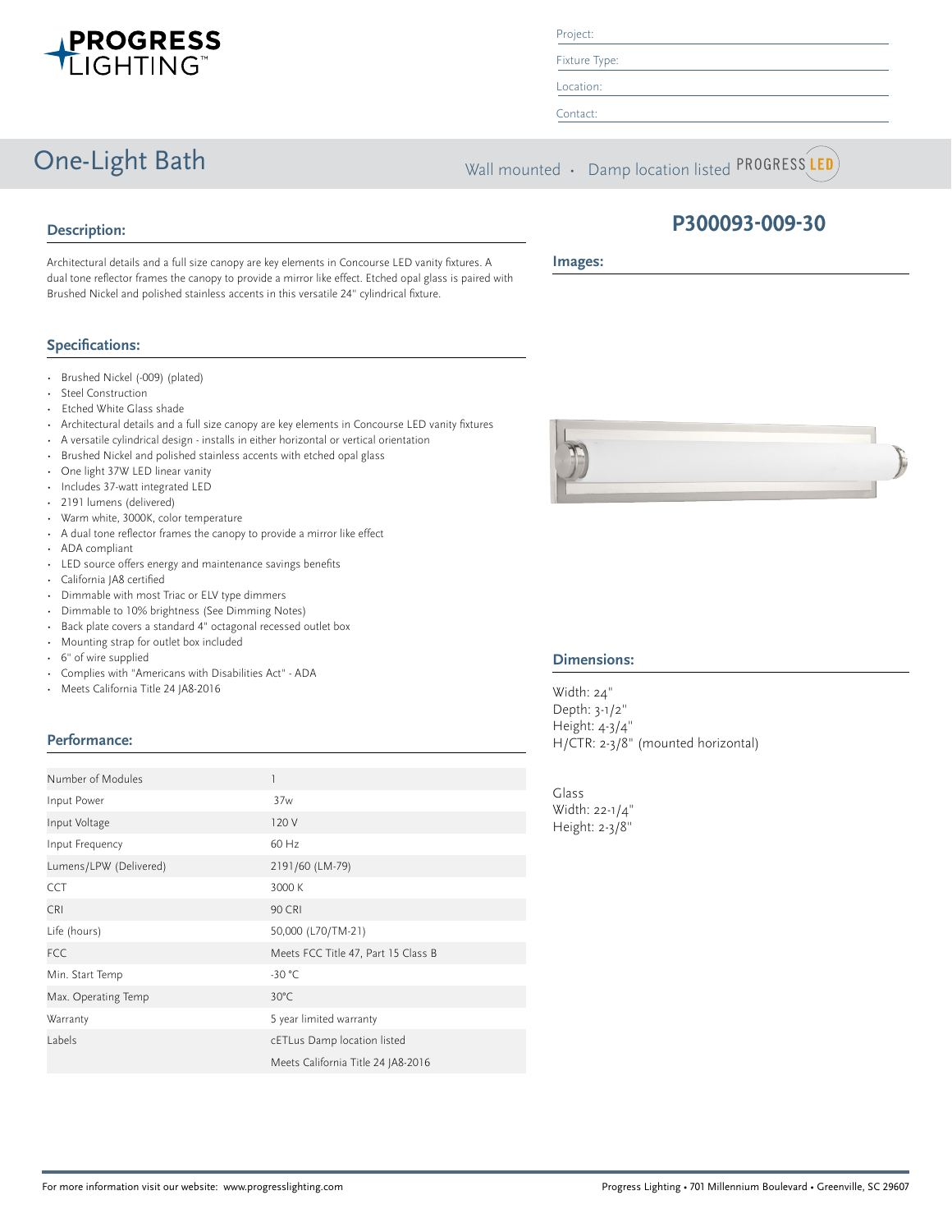# One-Light Bath

Project:

Fixture Type:

Location:

Contact:

Wall mounted • Damp location listed PROGRESS LED

## P300093-009-30

## Description:

Architectural details and a full size canopy are key elements in Concourse LED vanity fixtures. A dual tone reflector frames the canopy to provide a mirror like effect. Etched opal glass is paired with Brushed Nickel and polished stainless accents in this versatile 24" cylindrical fixture.

## Images:

## Specifications:

- Brushed Nickel (-009) (plated)
- Steel Construction
- Etched White Glass shade
- Architectural details and a full size canopy are key elements in Concourse LED vanity fixtures
- A versatile cylindrical design - installs in either horizontal or vertical orientation
- Brushed Nickel and polished stainless accents with etched opal glass
- One light 37W LED linear vanity
- Includes 37-watt integrated LED
- 2191 lumens (delivered)
- Warm white, 3000K, color temperature
- A dual tone reflector frames the canopy to provide a mirror like effect
- ADA compliant
- LED source offers energy and maintenance savings benefits
- California JA8 certified
- Dimmable with most Triac or ELV type dimmers
- Dimmable to 10% brightness (See Dimming Notes)
- Back plate covers a standard 4" octagonal recessed outlet box
- Mounting strap for outlet box included
- 6" of wire supplied
- Complies with "Americans with Disabilities Act" - ADA
- Meets California Title 24 JA8-2016

## Dimensions:

Width: 24"
Depth: 3-1/2"
Height: 4-3/4"
H/CTR: 2-3/8" (mounted horizontal)

Glass
Width: 22-1/4"
Height: 2-3/8"

## Performance:

| | |
|---|---|
| Number of Modules | 1 |
| Input Power | 37w |
| Input Voltage | 120 V |
| Input Frequency | 60 Hz |
| Lumens/LPW (Delivered) | 2191/60 (LM-79) |
| CCT | 3000 K |
| CRI | 90 CRI |
| Life (hours) | 50,000 (L70/TM-21) |
| FCC | Meets FCC Title 47, Part 15 Class B |
| Min. Start Temp | -30 °C |
| Max. Operating Temp | 30°C |
| Warranty | 5 year limited warranty |
| Labels | cETLus Damp location listed |
| | Meets California Title 24 JA8-2016 |

For more information visit our website: www.progresslighting.com

Progress Lighting • 701 Millennium Boulevard • Greenville, SC 29607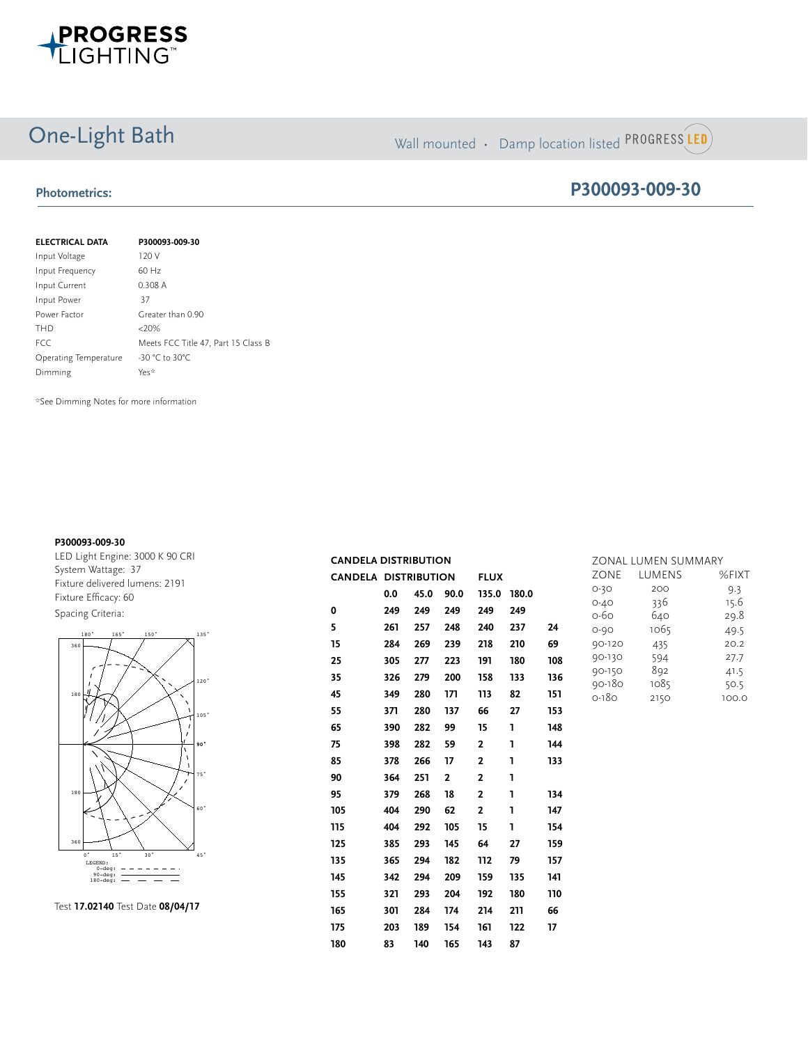# One-Light Bath

Wall mounted · Damp location listed PROGRESS LED

## Photometrics:

## P300093-009-30

| ELECTRICAL DATA | P300093-009-30 |
|---|---|
| Input Voltage | 120 V |
| Input Frequency | 60 Hz |
| Input Current | 0.308 A |
| Input Power | 37 |
| Power Factor | Greater than 0.90 |
| THD | <20% |
| FCC | Meets FCC Title 47, Part 15 Class B |
| Operating Temperature | -30 °C to 30°C |
| Dimming | Yes* |

*See Dimming Notes for more information

**P300093-009-30**

LED Light Engine: 3000 K 90 CRI
System Wattage: 37
Fixture delivered lumens: 2191
Fixture Efficacy: 60
Spacing Criteria:

LEGEND:
0-deg:
90-deg:
180-deg:

Test **17.02140** Test Date **08/04/17**

**CANDELA DISTRIBUTION**

| CANDELA | DISTRIBUTION | | | | | FLUX |
|---|---|---|---|---|---|---|
| | 0.0 | 45.0 | 90.0 | 135.0 | 180.0 | |
| 0 | 249 | 249 | 249 | 249 | 249 | |
| 5 | 261 | 257 | 248 | 240 | 237 | 24 |
| 15 | 284 | 269 | 239 | 218 | 210 | 69 |
| 25 | 305 | 277 | 223 | 191 | 180 | 108 |
| 35 | 326 | 279 | 200 | 158 | 133 | 136 |
| 45 | 349 | 280 | 171 | 113 | 82 | 151 |
| 55 | 371 | 280 | 137 | 66 | 27 | 153 |
| 65 | 390 | 282 | 99 | 15 | 1 | 148 |
| 75 | 398 | 282 | 59 | 2 | 1 | 144 |
| 85 | 378 | 266 | 17 | 2 | 1 | 133 |
| 90 | 364 | 251 | 2 | 2 | 1 | |
| 95 | 379 | 268 | 18 | 2 | 1 | 134 |
| 105 | 404 | 290 | 62 | 2 | 1 | 147 |
| 115 | 404 | 292 | 105 | 15 | 1 | 154 |
| 125 | 385 | 293 | 145 | 64 | 27 | 159 |
| 135 | 365 | 294 | 182 | 112 | 79 | 157 |
| 145 | 342 | 294 | 209 | 159 | 135 | 141 |
| 155 | 321 | 293 | 204 | 192 | 180 | 110 |
| 165 | 301 | 284 | 174 | 214 | 211 | 66 |
| 175 | 203 | 189 | 154 | 161 | 122 | 17 |
| 180 | 83 | 140 | 165 | 143 | 87 | |

**ZONAL LUMEN SUMMARY**

| ZONE | LUMENS | %FIXT |
|---|---|---|
| 0-30 | 200 | 9.3 |
| 0-40 | 336 | 15.6 |
| 0-60 | 640 | 29.8 |
| 0-90 | 1065 | 49.5 |
| 90-120 | 435 | 20.2 |
| 90-130 | 594 | 27.7 |
| 90-150 | 892 | 41.5 |
| 90-180 | 1085 | 50.5 |
| 0-180 | 2150 | 100.0 |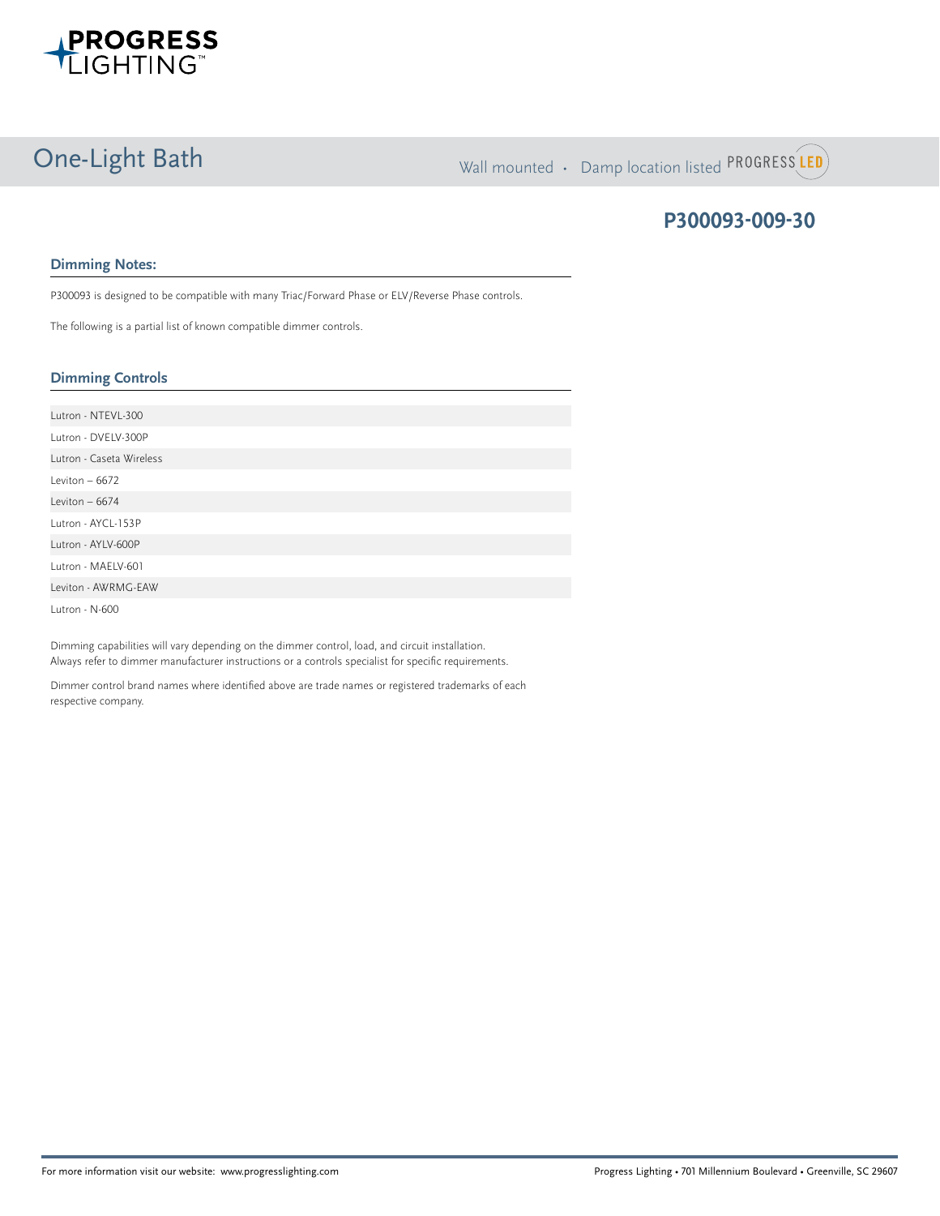# One-Light Bath

Wall mounted • Damp location listed PROGRESS LED

## P300093-009-30

### Dimming Notes:

P300093 is designed to be compatible with many Triac/Forward Phase or ELV/Reverse Phase controls.

The following is a partial list of known compatible dimmer controls.

### Dimming Controls

| |
|---|
| Lutron - NTEVL-300 |
| Lutron - DVELV-300P |
| Lutron - Caseta Wireless |
| Leviton – 6672 |
| Leviton – 6674 |
| Lutron - AYCL-153P |
| Lutron - AYLV-600P |
| Lutron - MAELV-601 |
| Leviton - AWRMG-EAW |
| Lutron - N-600 |

Dimming capabilities will vary depending on the dimmer control, load, and circuit installation.
Always refer to dimmer manufacturer instructions or a controls specialist for specific requirements.

Dimmer control brand names where identified above are trade names or registered trademarks of each respective company.